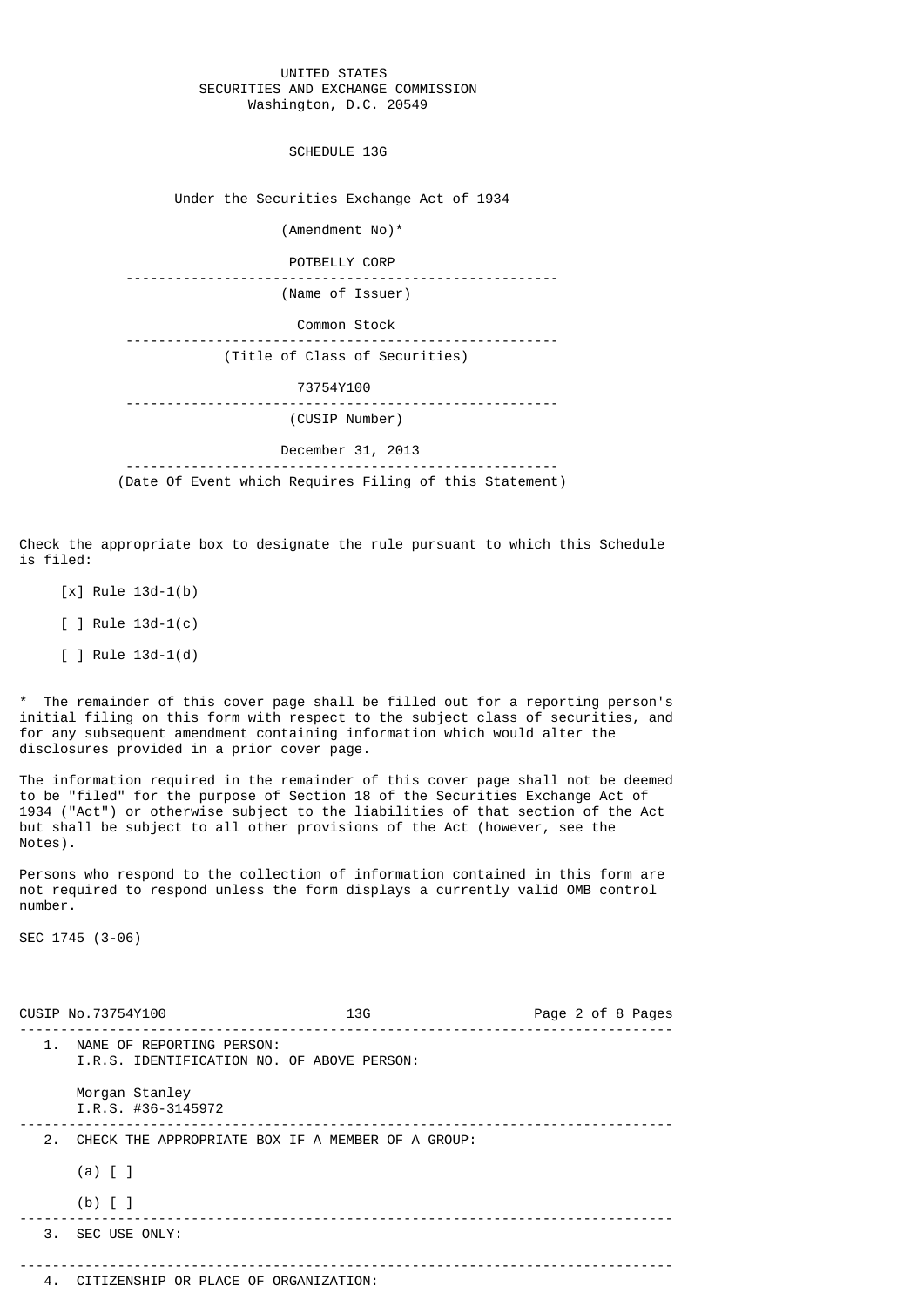UNITED STATES
SECURITIES AND EXCHANGE COMMISSION
Washington, D.C. 20549

# SCHEDULE 13G

Under the Securities Exchange Act of 1934

(Amendment No)*

POTBELLY CORP

(Name of Issuer)

Common Stock

(Title of Class of Securities)

73754Y100

(CUSIP Number)

December 31, 2013

(Date Of Event which Requires Filing of this Statement)

Check the appropriate box to designate the rule pursuant to which this Schedule is filed:

[x] Rule 13d-1(b)

[ ] Rule 13d-1(c)

[ ] Rule 13d-1(d)

* The remainder of this cover page shall be filled out for a reporting person's initial filing on this form with respect to the subject class of securities, and for any subsequent amendment containing information which would alter the disclosures provided in a prior cover page.

The information required in the remainder of this cover page shall not be deemed to be "filed" for the purpose of Section 18 of the Securities Exchange Act of 1934 ("Act") or otherwise subject to the liabilities of that section of the Act but shall be subject to all other provisions of the Act (however, see the Notes).

Persons who respond to the collection of information contained in this form are not required to respond unless the form displays a currently valid OMB control number.

SEC 1745 (3-06)

CUSIP No.73754Y100 13G

1. NAME OF REPORTING PERSON:
   I.R.S. IDENTIFICATION NO. OF ABOVE PERSON:

   Morgan Stanley
   I.R.S. #36-3145972

2. CHECK THE APPROPRIATE BOX IF A MEMBER OF A GROUP:

   (a) [ ]

   (b) [ ]

3. SEC USE ONLY:

4. CITIZENSHIP OR PLACE OF ORGANIZATION: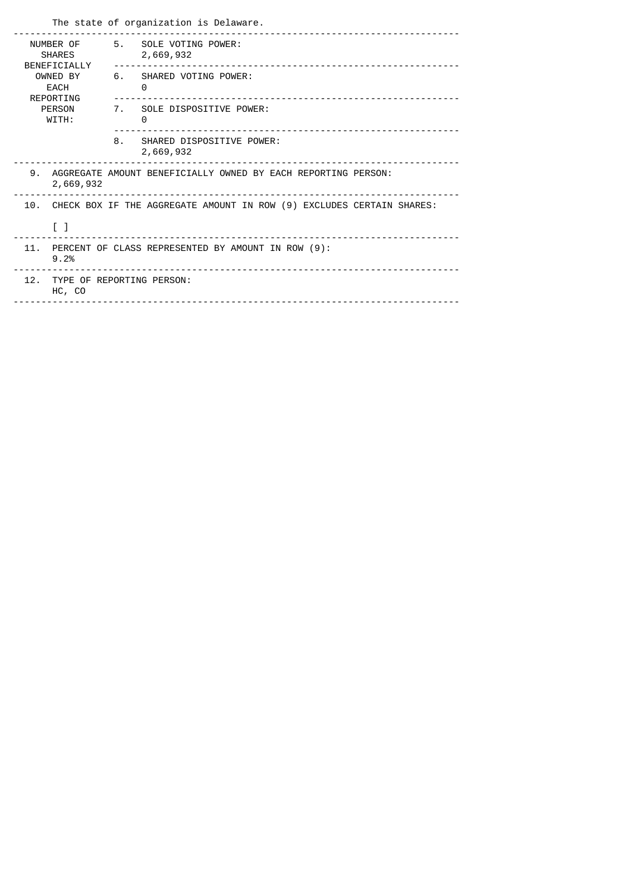The state of organization is Delaware.

| NUMBER OF SHARES BENEFICIALLY OWNED BY EACH REPORTING PERSON WITH: | | |
|---|---|---|
| | 5. | SOLE VOTING POWER: 2,669,932 |
| | 6. | SHARED VOTING POWER: 0 |
| | 7. | SOLE DISPOSITIVE POWER: 0 |
| | 8. | SHARED DISPOSITIVE POWER: 2,669,932 |

9. AGGREGATE AMOUNT BENEFICIALLY OWNED BY EACH REPORTING PERSON: 2,669,932

10. CHECK BOX IF THE AGGREGATE AMOUNT IN ROW (9) EXCLUDES CERTAIN SHARES:

[ ]

11. PERCENT OF CLASS REPRESENTED BY AMOUNT IN ROW (9): 9.2%

12. TYPE OF REPORTING PERSON: HC, CO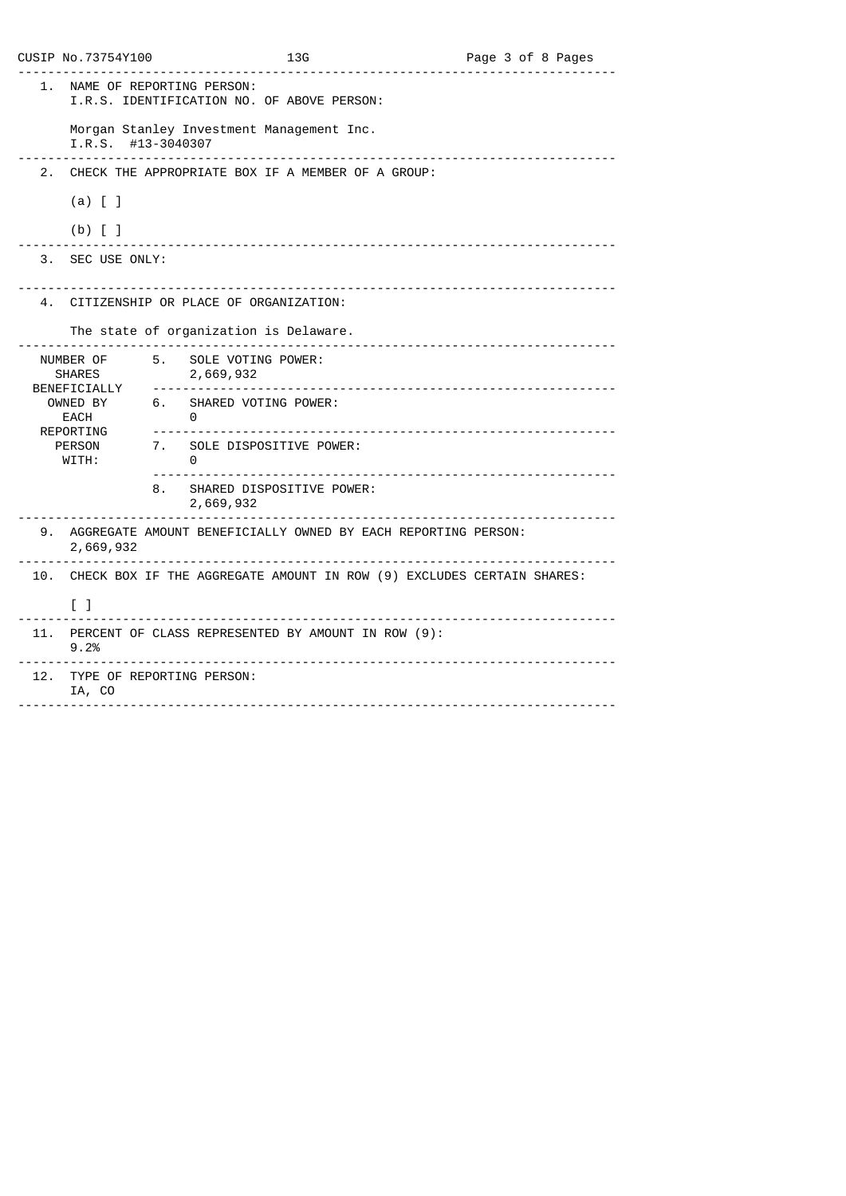CUSIP No.73754Y100 13G

| | |
|---|---|
| 1. | NAME OF REPORTING PERSON: I.R.S. IDENTIFICATION NO. OF ABOVE PERSON:<br><br>Morgan Stanley Investment Management Inc.<br>I.R.S. #13-3040307 |
| 2. | CHECK THE APPROPRIATE BOX IF A MEMBER OF A GROUP:<br><br>(a) [ ]<br><br>(b) [ ] |
| 3. | SEC USE ONLY: |
| 4. | CITIZENSHIP OR PLACE OF ORGANIZATION:<br><br>The state of organization is Delaware. |

| NUMBER OF SHARES BENEFICIALLY OWNED BY EACH REPORTING PERSON WITH: | | |
|---|---|---|
| | 5. | SOLE VOTING POWER:<br>2,669,932 |
| | 6. | SHARED VOTING POWER:<br>0 |
| | 7. | SOLE DISPOSITIVE POWER:<br>0 |
| | 8. | SHARED DISPOSITIVE POWER:<br>2,669,932 |

| | |
|---|---|
| 9. | AGGREGATE AMOUNT BENEFICIALLY OWNED BY EACH REPORTING PERSON:<br>2,669,932 |
| 10. | CHECK BOX IF THE AGGREGATE AMOUNT IN ROW (9) EXCLUDES CERTAIN SHARES:<br><br>[ ] |
| 11. | PERCENT OF CLASS REPRESENTED BY AMOUNT IN ROW (9):<br>9.2% |
| 12. | TYPE OF REPORTING PERSON:<br>IA, CO |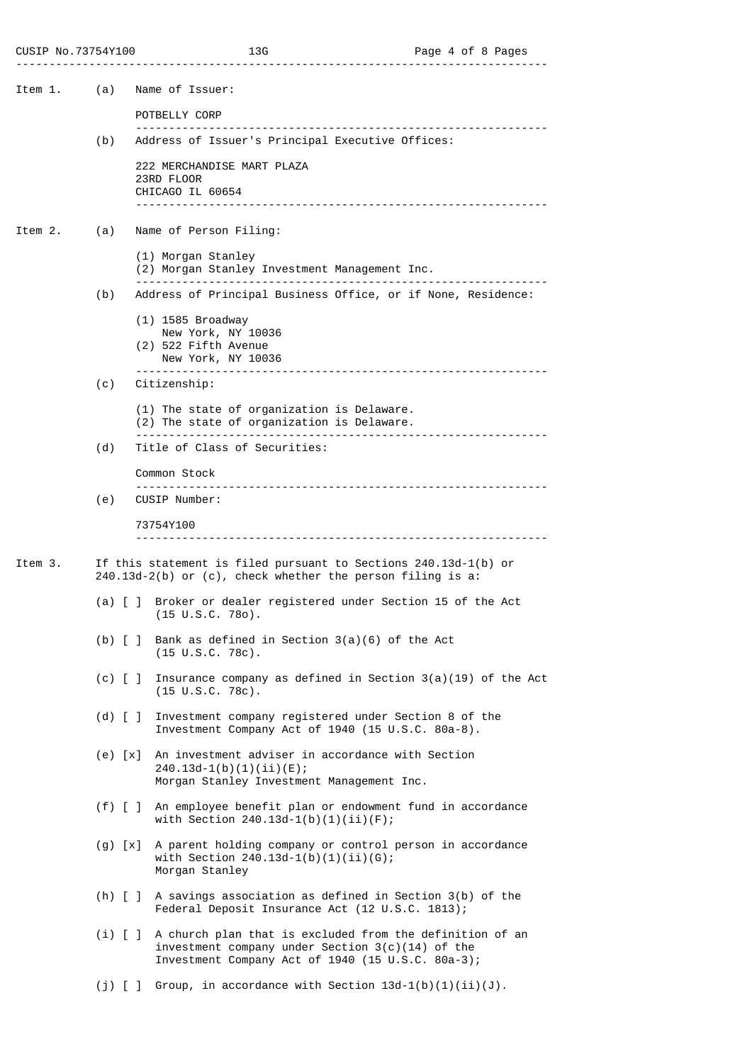**Item 1.** (a) Name of Issuer:

POTBELLY CORP

(b) Address of Issuer's Principal Executive Offices:

222 MERCHANDISE MART PLAZA
23RD FLOOR
CHICAGO IL 60654

**Item 2.** (a) Name of Person Filing:

(1) Morgan Stanley
(2) Morgan Stanley Investment Management Inc.

(b) Address of Principal Business Office, or if None, Residence:

(1) 1585 Broadway
New York, NY 10036
(2) 522 Fifth Avenue
New York, NY 10036

(c) Citizenship:

(1) The state of organization is Delaware.
(2) The state of organization is Delaware.

(d) Title of Class of Securities:

Common Stock

(e) CUSIP Number:

73754Y100

**Item 3.** If this statement is filed pursuant to Sections 240.13d-1(b) or 240.13d-2(b) or (c), check whether the person filing is a:

(a) [ ] Broker or dealer registered under Section 15 of the Act (15 U.S.C. 78o).

(b) [ ] Bank as defined in Section 3(a)(6) of the Act (15 U.S.C. 78c).

(c) [ ] Insurance company as defined in Section 3(a)(19) of the Act (15 U.S.C. 78c).

(d) [ ] Investment company registered under Section 8 of the Investment Company Act of 1940 (15 U.S.C. 80a-8).

(e) [x] An investment adviser in accordance with Section 240.13d-1(b)(1)(ii)(E); Morgan Stanley Investment Management Inc.

(f) [ ] An employee benefit plan or endowment fund in accordance with Section 240.13d-1(b)(1)(ii)(F);

(g) [x] A parent holding company or control person in accordance with Section 240.13d-1(b)(1)(ii)(G); Morgan Stanley

(h) [ ] A savings association as defined in Section 3(b) of the Federal Deposit Insurance Act (12 U.S.C. 1813);

(i) [ ] A church plan that is excluded from the definition of an investment company under Section 3(c)(14) of the Investment Company Act of 1940 (15 U.S.C. 80a-3);

(j) [ ] Group, in accordance with Section 13d-1(b)(1)(ii)(J).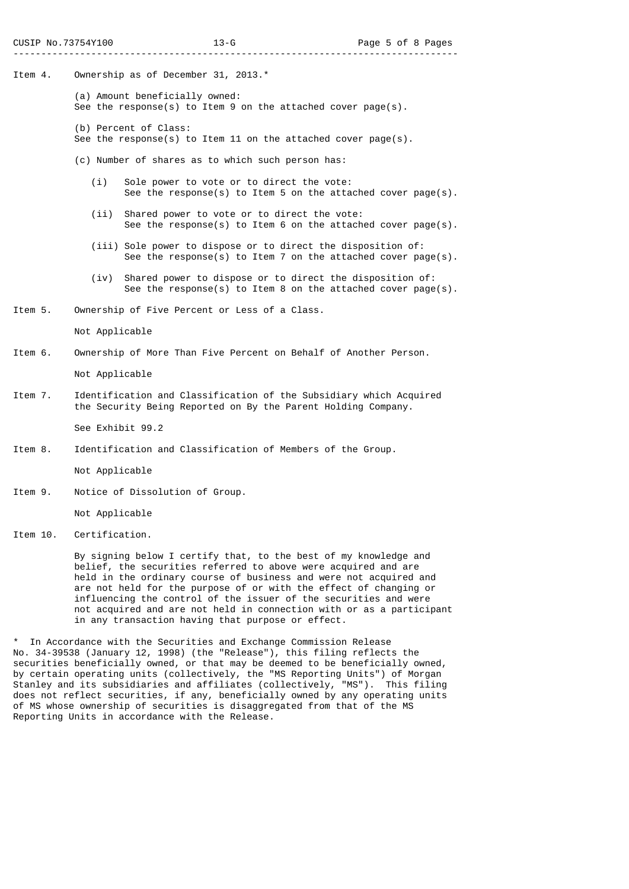Item 4. Ownership as of December 31, 2013.*

(a) Amount beneficially owned:
See the response(s) to Item 9 on the attached cover page(s).

(b) Percent of Class:
See the response(s) to Item 11 on the attached cover page(s).

(c) Number of shares as to which such person has:

(i) Sole power to vote or to direct the vote:
See the response(s) to Item 5 on the attached cover page(s).

(ii) Shared power to vote or to direct the vote:
See the response(s) to Item 6 on the attached cover page(s).

(iii) Sole power to dispose or to direct the disposition of:
See the response(s) to Item 7 on the attached cover page(s).

(iv) Shared power to dispose or to direct the disposition of:
See the response(s) to Item 8 on the attached cover page(s).

Item 5. Ownership of Five Percent or Less of a Class.

Not Applicable

Item 6. Ownership of More Than Five Percent on Behalf of Another Person.

Not Applicable

Item 7. Identification and Classification of the Subsidiary which Acquired the Security Being Reported on By the Parent Holding Company.

See Exhibit 99.2

Item 8. Identification and Classification of Members of the Group.

Not Applicable

Item 9. Notice of Dissolution of Group.

Not Applicable

Item 10. Certification.

By signing below I certify that, to the best of my knowledge and belief, the securities referred to above were acquired and are held in the ordinary course of business and were not acquired and are not held for the purpose of or with the effect of changing or influencing the control of the issuer of the securities and were not acquired and are not held in connection with or as a participant in any transaction having that purpose or effect.

* In Accordance with the Securities and Exchange Commission Release No. 34-39538 (January 12, 1998) (the "Release"), this filing reflects the securities beneficially owned, or that may be deemed to be beneficially owned, by certain operating units (collectively, the "MS Reporting Units") of Morgan Stanley and its subsidiaries and affiliates (collectively, "MS"). This filing does not reflect securities, if any, beneficially owned by any operating units of MS whose ownership of securities is disaggregated from that of the MS Reporting Units in accordance with the Release.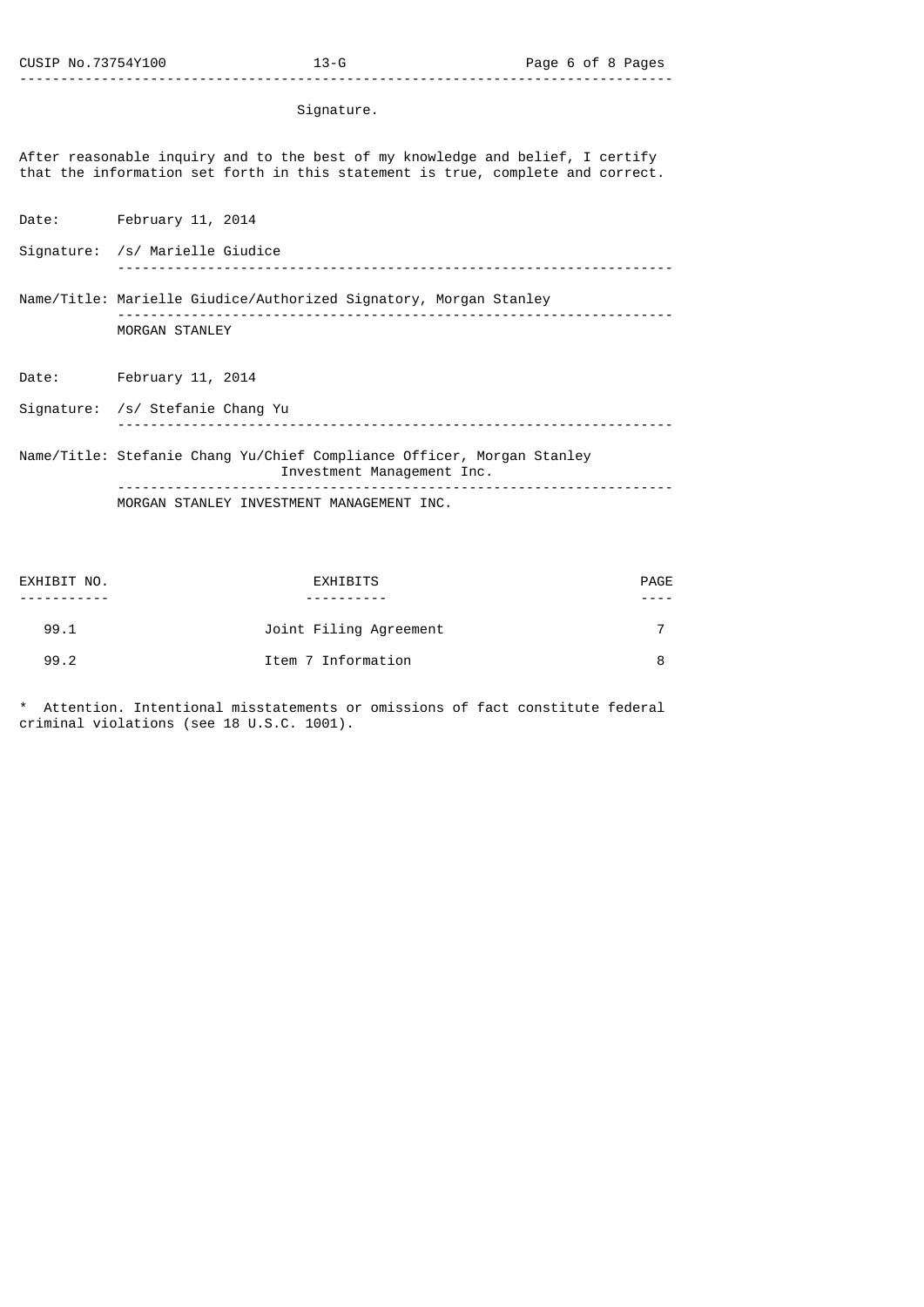## Signature.

After reasonable inquiry and to the best of my knowledge and belief, I certify that the information set forth in this statement is true, complete and correct.

Date: February 11, 2014

Signature: /s/ Marielle Giudice

Name/Title: Marielle Giudice/Authorized Signatory, Morgan Stanley

MORGAN STANLEY

Date: February 11, 2014

Signature: /s/ Stefanie Chang Yu

Name/Title: Stefanie Chang Yu/Chief Compliance Officer, Morgan Stanley Investment Management Inc.

MORGAN STANLEY INVESTMENT MANAGEMENT INC.

| EXHIBIT NO. | EXHIBITS | PAGE |
|---|---|---|
| 99.1 | Joint Filing Agreement | 7 |
| 99.2 | Item 7 Information | 8 |

* Attention. Intentional misstatements or omissions of fact constitute federal criminal violations (see 18 U.S.C. 1001).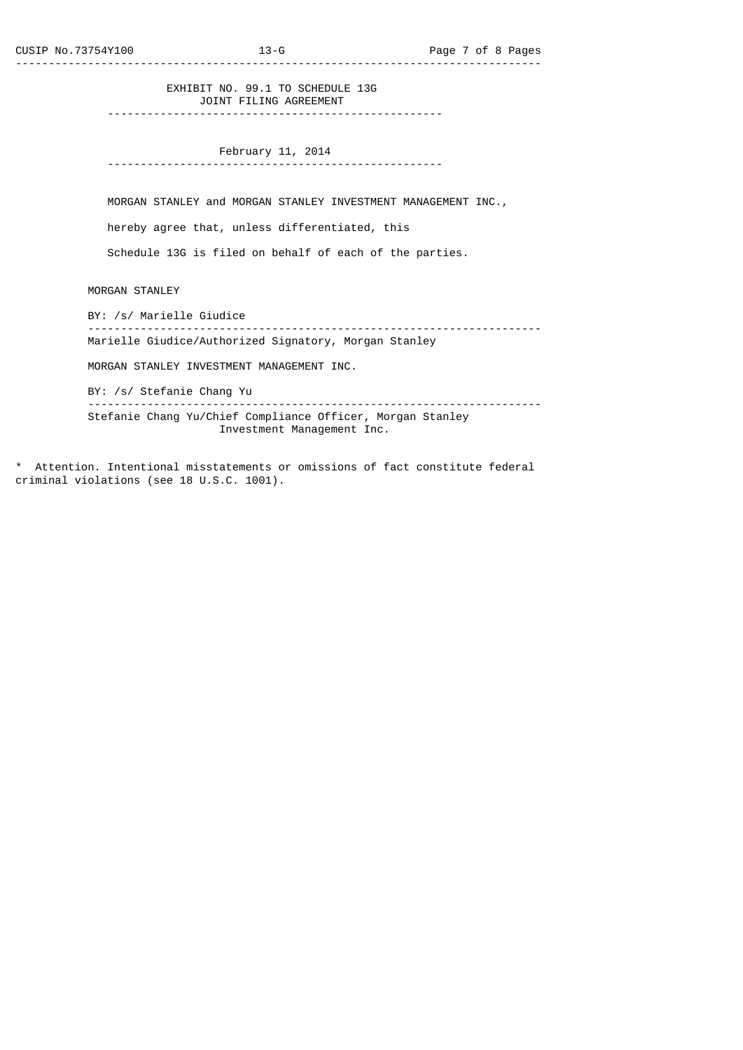# EXHIBIT NO. 99.1 TO SCHEDULE 13G

## JOINT FILING AGREEMENT

February 11, 2014

MORGAN STANLEY and MORGAN STANLEY INVESTMENT MANAGEMENT INC., hereby agree that, unless differentiated, this Schedule 13G is filed on behalf of each of the parties.

MORGAN STANLEY

BY: /s/ Marielle Giudice

---

Marielle Giudice/Authorized Signatory, Morgan Stanley

MORGAN STANLEY INVESTMENT MANAGEMENT INC.

BY: /s/ Stefanie Chang Yu

---

Stefanie Chang Yu/Chief Compliance Officer, Morgan Stanley Investment Management Inc.

* Attention. Intentional misstatements or omissions of fact constitute federal criminal violations (see 18 U.S.C. 1001).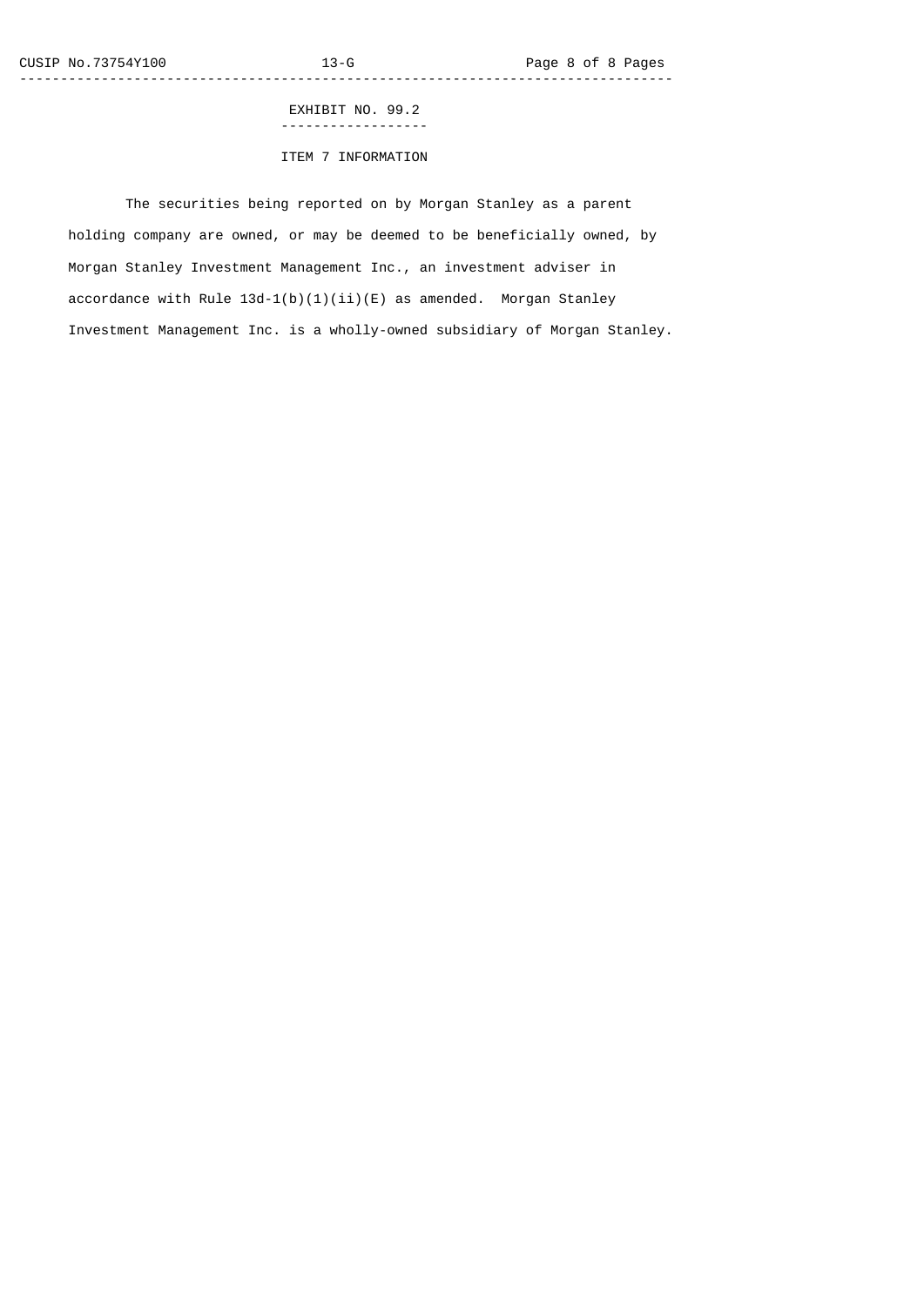# EXHIBIT NO. 99.2

## ITEM 7 INFORMATION

The securities being reported on by Morgan Stanley as a parent holding company are owned, or may be deemed to be beneficially owned, by Morgan Stanley Investment Management Inc., an investment adviser in accordance with Rule 13d-1(b)(1)(ii)(E) as amended. Morgan Stanley Investment Management Inc. is a wholly-owned subsidiary of Morgan Stanley.